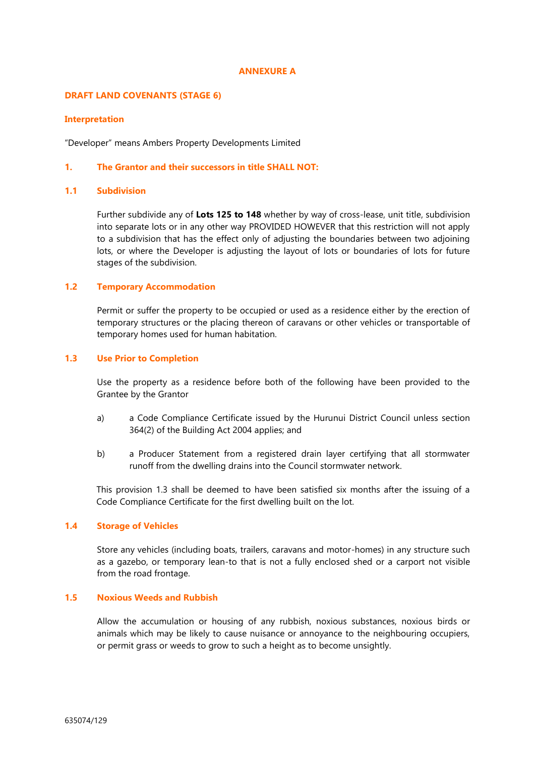# ANNEXURE A

## DRAFT LAND COVENANTS (STAGE 6)

### Interpretation

"Developer" means Ambers Property Developments Limited

### 1. The Grantor and their successors in title SHALL NOT:

#### 1.1 Subdivision

Further subdivide any of **Lots 125 to 148** whether by way of cross-lease, unit title, subdivision into separate lots or in any other way PROVIDED HOWEVER that this restriction will not apply to a subdivision that has the effect only of adjusting the boundaries between two adjoining lots, or where the Developer is adjusting the layout of lots or boundaries of lots for future stages of the subdivision.

#### 1.2 Temporary Accommodation

Permit or suffer the property to be occupied or used as a residence either by the erection of temporary structures or the placing thereon of caravans or other vehicles or transportable of temporary homes used for human habitation.

#### 1.3 Use Prior to Completion

Use the property as a residence before both of the following have been provided to the Grantee by the Grantor

a) a Code Compliance Certificate issued by the Hurunui District Council unless section 364(2) of the Building Act 2004 applies; and

b) a Producer Statement from a registered drain layer certifying that all stormwater runoff from the dwelling drains into the Council stormwater network.

This provision 1.3 shall be deemed to have been satisfied six months after the issuing of a Code Compliance Certificate for the first dwelling built on the lot.

#### 1.4 Storage of Vehicles

Store any vehicles (including boats, trailers, caravans and motor-homes) in any structure such as a gazebo, or temporary lean-to that is not a fully enclosed shed or a carport not visible from the road frontage.

#### 1.5 Noxious Weeds and Rubbish

Allow the accumulation or housing of any rubbish, noxious substances, noxious birds or animals which may be likely to cause nuisance or annoyance to the neighbouring occupiers, or permit grass or weeds to grow to such a height as to become unsightly.

635074/129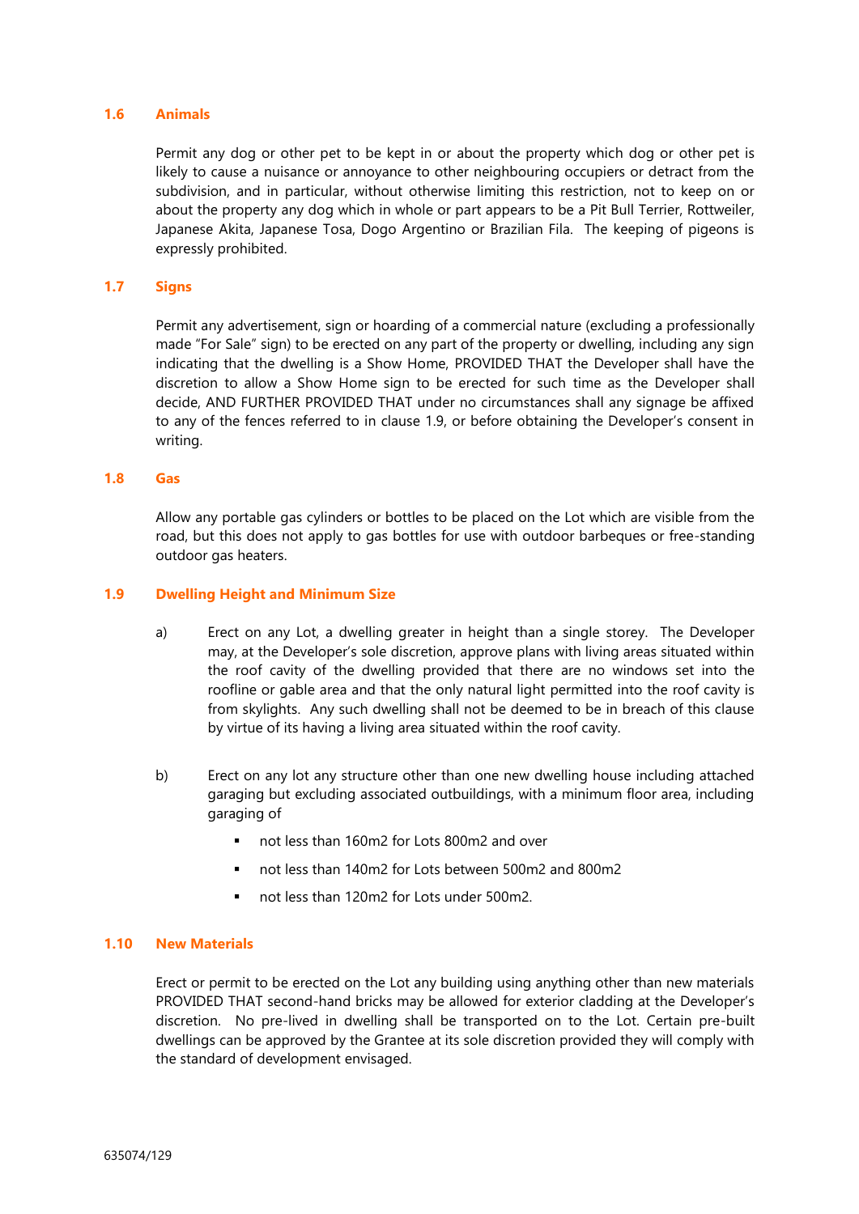### 1.6 Animals

Permit any dog or other pet to be kept in or about the property which dog or other pet is likely to cause a nuisance or annoyance to other neighbouring occupiers or detract from the subdivision, and in particular, without otherwise limiting this restriction, not to keep on or about the property any dog which in whole or part appears to be a Pit Bull Terrier, Rottweiler, Japanese Akita, Japanese Tosa, Dogo Argentino or Brazilian Fila. The keeping of pigeons is expressly prohibited.

### 1.7 Signs

Permit any advertisement, sign or hoarding of a commercial nature (excluding a professionally made "For Sale" sign) to be erected on any part of the property or dwelling, including any sign indicating that the dwelling is a Show Home, PROVIDED THAT the Developer shall have the discretion to allow a Show Home sign to be erected for such time as the Developer shall decide, AND FURTHER PROVIDED THAT under no circumstances shall any signage be affixed to any of the fences referred to in clause 1.9, or before obtaining the Developer's consent in writing.

### 1.8 Gas

Allow any portable gas cylinders or bottles to be placed on the Lot which are visible from the road, but this does not apply to gas bottles for use with outdoor barbeques or free-standing outdoor gas heaters.

### 1.9 Dwelling Height and Minimum Size

a) Erect on any Lot, a dwelling greater in height than a single storey. The Developer may, at the Developer's sole discretion, approve plans with living areas situated within the roof cavity of the dwelling provided that there are no windows set into the roofline or gable area and that the only natural light permitted into the roof cavity is from skylights. Any such dwelling shall not be deemed to be in breach of this clause by virtue of its having a living area situated within the roof cavity.

b) Erect on any lot any structure other than one new dwelling house including attached garaging but excluding associated outbuildings, with a minimum floor area, including garaging of

- not less than 160m2 for Lots 800m2 and over
- not less than 140m2 for Lots between 500m2 and 800m2
- not less than 120m2 for Lots under 500m2.

### 1.10 New Materials

Erect or permit to be erected on the Lot any building using anything other than new materials PROVIDED THAT second-hand bricks may be allowed for exterior cladding at the Developer's discretion. No pre-lived in dwelling shall be transported on to the Lot. Certain pre-built dwellings can be approved by the Grantee at its sole discretion provided they will comply with the standard of development envisaged.

635074/129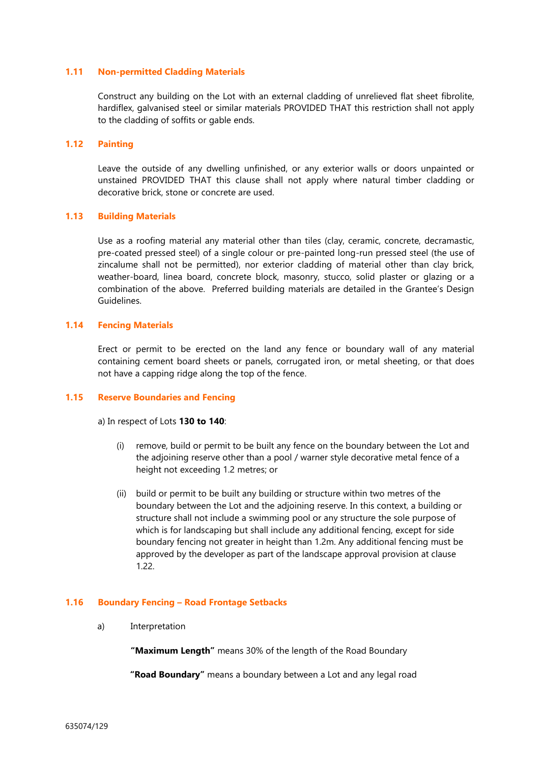### 1.11 Non-permitted Cladding Materials

Construct any building on the Lot with an external cladding of unrelieved flat sheet fibrolite, hardiflex, galvanised steel or similar materials PROVIDED THAT this restriction shall not apply to the cladding of soffits or gable ends.

### 1.12 Painting

Leave the outside of any dwelling unfinished, or any exterior walls or doors unpainted or unstained PROVIDED THAT this clause shall not apply where natural timber cladding or decorative brick, stone or concrete are used.

### 1.13 Building Materials

Use as a roofing material any material other than tiles (clay, ceramic, concrete, decramastic, pre-coated pressed steel) of a single colour or pre-painted long-run pressed steel (the use of zincalume shall not be permitted), nor exterior cladding of material other than clay brick, weather-board, linea board, concrete block, masonry, stucco, solid plaster or glazing or a combination of the above. Preferred building materials are detailed in the Grantee's Design Guidelines.

### 1.14 Fencing Materials

Erect or permit to be erected on the land any fence or boundary wall of any material containing cement board sheets or panels, corrugated iron, or metal sheeting, or that does not have a capping ridge along the top of the fence.

### 1.15 Reserve Boundaries and Fencing

a) In respect of Lots **130 to 140**:

(i) remove, build or permit to be built any fence on the boundary between the Lot and the adjoining reserve other than a pool / warner style decorative metal fence of a height not exceeding 1.2 metres; or

(ii) build or permit to be built any building or structure within two metres of the boundary between the Lot and the adjoining reserve. In this context, a building or structure shall not include a swimming pool or any structure the sole purpose of which is for landscaping but shall include any additional fencing, except for side boundary fencing not greater in height than 1.2m. Any additional fencing must be approved by the developer as part of the landscape approval provision at clause 1.22.

### 1.16 Boundary Fencing – Road Frontage Setbacks

a) Interpretation

**"Maximum Length"** means 30% of the length of the Road Boundary

**"Road Boundary"** means a boundary between a Lot and any legal road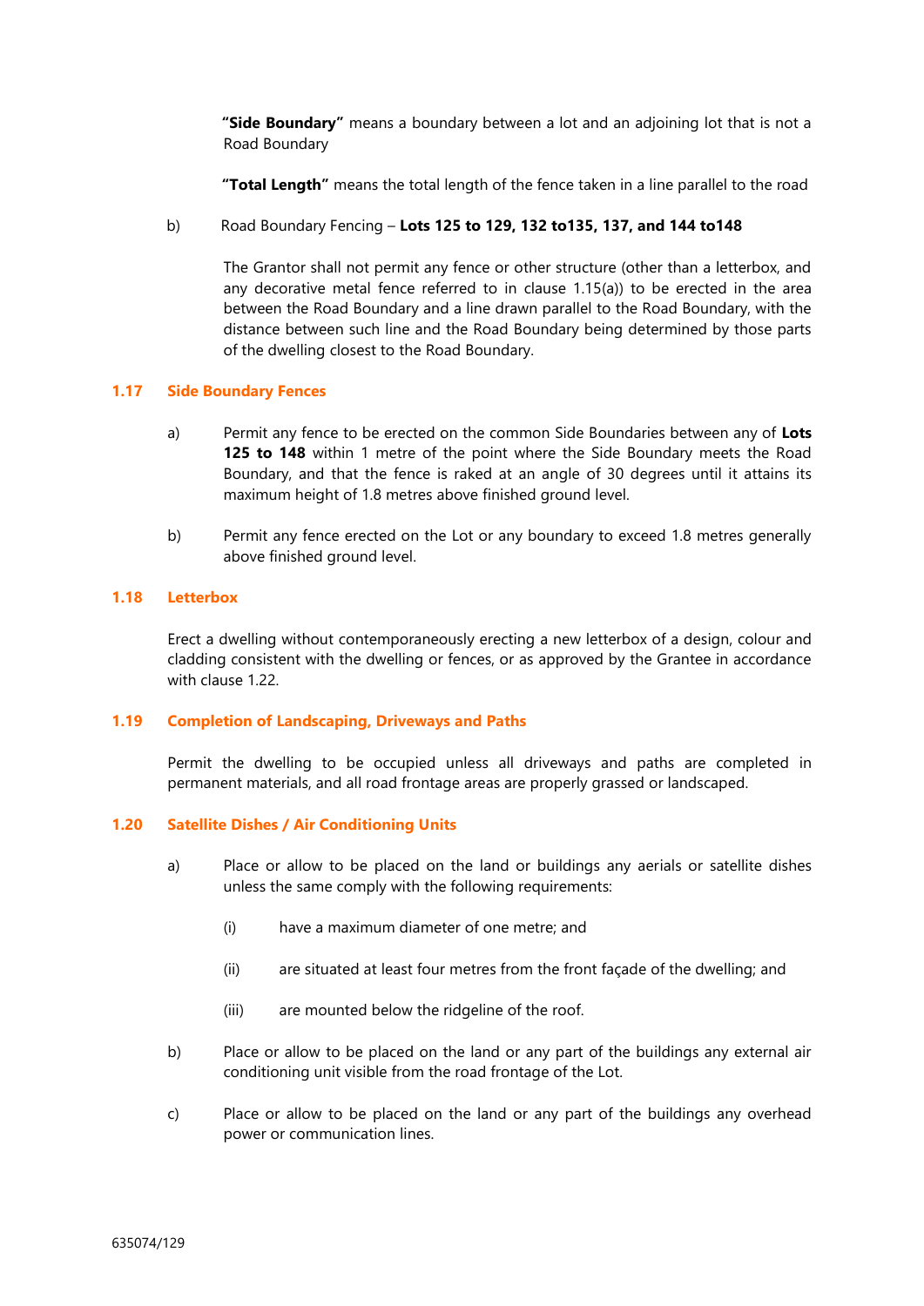**"Side Boundary"** means a boundary between a lot and an adjoining lot that is not a Road Boundary

**"Total Length"** means the total length of the fence taken in a line parallel to the road

b) Road Boundary Fencing – **Lots 125 to 129, 132 to135, 137, and 144 to148**

The Grantor shall not permit any fence or other structure (other than a letterbox, and any decorative metal fence referred to in clause 1.15(a)) to be erected in the area between the Road Boundary and a line drawn parallel to the Road Boundary, with the distance between such line and the Road Boundary being determined by those parts of the dwelling closest to the Road Boundary.

### 1.17 Side Boundary Fences

a) Permit any fence to be erected on the common Side Boundaries between any of **Lots 125 to 148** within 1 metre of the point where the Side Boundary meets the Road Boundary, and that the fence is raked at an angle of 30 degrees until it attains its maximum height of 1.8 metres above finished ground level.

b) Permit any fence erected on the Lot or any boundary to exceed 1.8 metres generally above finished ground level.

### 1.18 Letterbox

Erect a dwelling without contemporaneously erecting a new letterbox of a design, colour and cladding consistent with the dwelling or fences, or as approved by the Grantee in accordance with clause 1.22.

### 1.19 Completion of Landscaping, Driveways and Paths

Permit the dwelling to be occupied unless all driveways and paths are completed in permanent materials, and all road frontage areas are properly grassed or landscaped.

### 1.20 Satellite Dishes / Air Conditioning Units

a) Place or allow to be placed on the land or buildings any aerials or satellite dishes unless the same comply with the following requirements:

(i) have a maximum diameter of one metre; and

(ii) are situated at least four metres from the front façade of the dwelling; and

(iii) are mounted below the ridgeline of the roof.

b) Place or allow to be placed on the land or any part of the buildings any external air conditioning unit visible from the road frontage of the Lot.

c) Place or allow to be placed on the land or any part of the buildings any overhead power or communication lines.

635074/129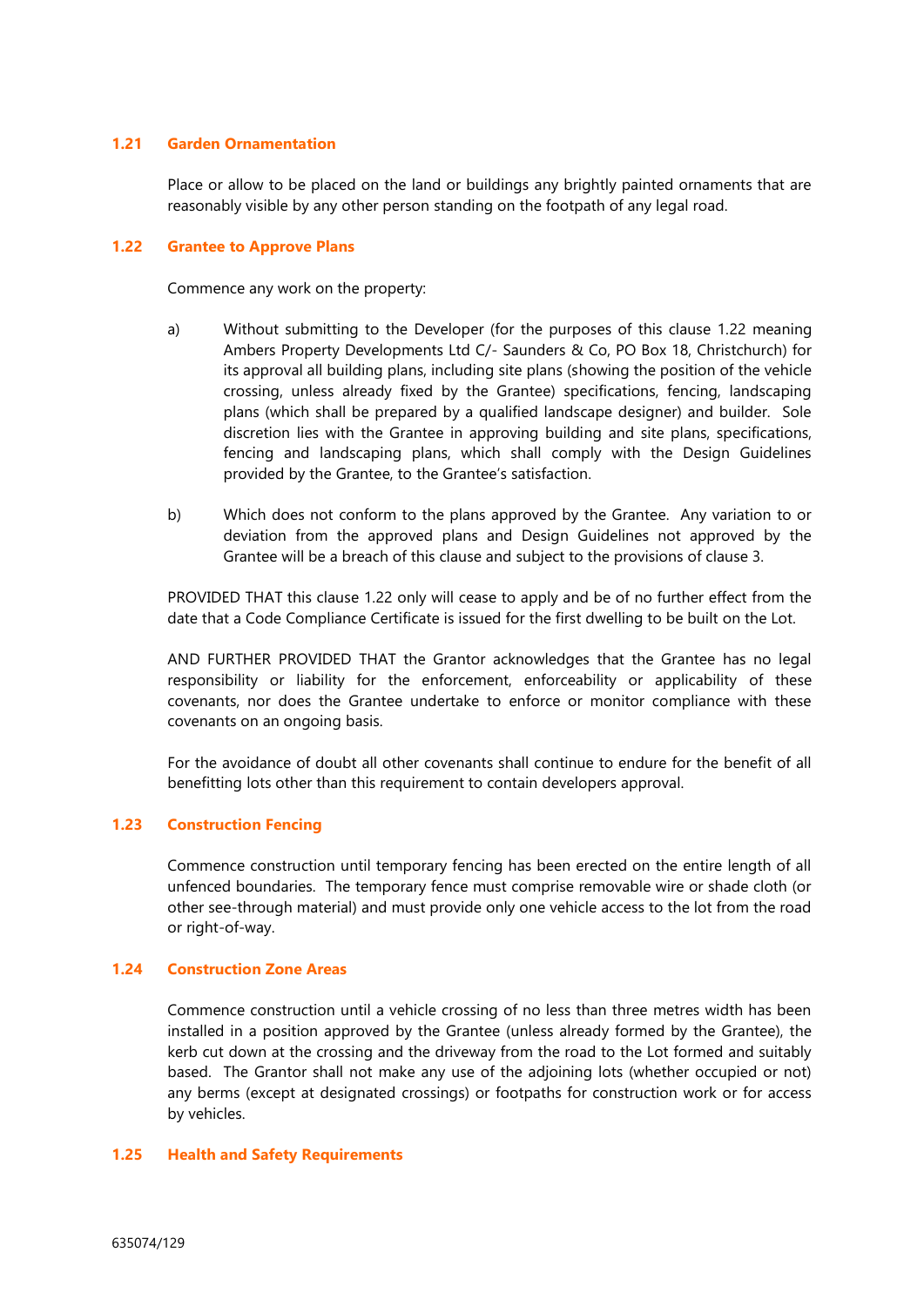### 1.21 Garden Ornamentation

Place or allow to be placed on the land or buildings any brightly painted ornaments that are reasonably visible by any other person standing on the footpath of any legal road.

### 1.22 Grantee to Approve Plans

Commence any work on the property:

a) Without submitting to the Developer (for the purposes of this clause 1.22 meaning Ambers Property Developments Ltd C/- Saunders & Co, PO Box 18, Christchurch) for its approval all building plans, including site plans (showing the position of the vehicle crossing, unless already fixed by the Grantee) specifications, fencing, landscaping plans (which shall be prepared by a qualified landscape designer) and builder. Sole discretion lies with the Grantee in approving building and site plans, specifications, fencing and landscaping plans, which shall comply with the Design Guidelines provided by the Grantee, to the Grantee's satisfaction.

b) Which does not conform to the plans approved by the Grantee. Any variation to or deviation from the approved plans and Design Guidelines not approved by the Grantee will be a breach of this clause and subject to the provisions of clause 3.

PROVIDED THAT this clause 1.22 only will cease to apply and be of no further effect from the date that a Code Compliance Certificate is issued for the first dwelling to be built on the Lot.

AND FURTHER PROVIDED THAT the Grantor acknowledges that the Grantee has no legal responsibility or liability for the enforcement, enforceability or applicability of these covenants, nor does the Grantee undertake to enforce or monitor compliance with these covenants on an ongoing basis.

For the avoidance of doubt all other covenants shall continue to endure for the benefit of all benefitting lots other than this requirement to contain developers approval.

### 1.23 Construction Fencing

Commence construction until temporary fencing has been erected on the entire length of all unfenced boundaries. The temporary fence must comprise removable wire or shade cloth (or other see-through material) and must provide only one vehicle access to the lot from the road or right-of-way.

### 1.24 Construction Zone Areas

Commence construction until a vehicle crossing of no less than three metres width has been installed in a position approved by the Grantee (unless already formed by the Grantee), the kerb cut down at the crossing and the driveway from the road to the Lot formed and suitably based. The Grantor shall not make any use of the adjoining lots (whether occupied or not) any berms (except at designated crossings) or footpaths for construction work or for access by vehicles.

### 1.25 Health and Safety Requirements

635074/129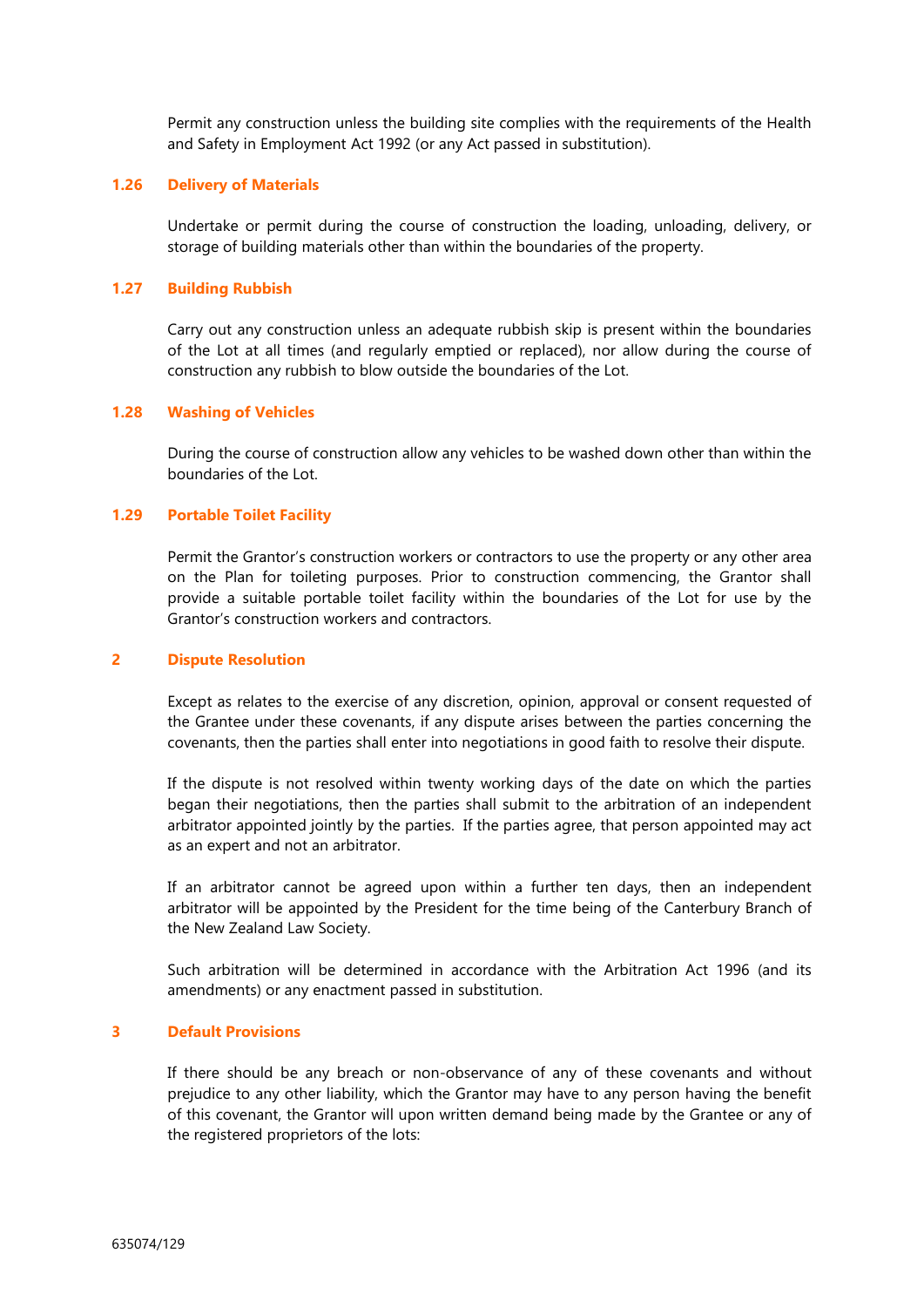Permit any construction unless the building site complies with the requirements of the Health and Safety in Employment Act 1992 (or any Act passed in substitution).

### 1.26 Delivery of Materials

Undertake or permit during the course of construction the loading, unloading, delivery, or storage of building materials other than within the boundaries of the property.

### 1.27 Building Rubbish

Carry out any construction unless an adequate rubbish skip is present within the boundaries of the Lot at all times (and regularly emptied or replaced), nor allow during the course of construction any rubbish to blow outside the boundaries of the Lot.

### 1.28 Washing of Vehicles

During the course of construction allow any vehicles to be washed down other than within the boundaries of the Lot.

### 1.29 Portable Toilet Facility

Permit the Grantor's construction workers or contractors to use the property or any other area on the Plan for toileting purposes. Prior to construction commencing, the Grantor shall provide a suitable portable toilet facility within the boundaries of the Lot for use by the Grantor's construction workers and contractors.

## 2 Dispute Resolution

Except as relates to the exercise of any discretion, opinion, approval or consent requested of the Grantee under these covenants, if any dispute arises between the parties concerning the covenants, then the parties shall enter into negotiations in good faith to resolve their dispute.

If the dispute is not resolved within twenty working days of the date on which the parties began their negotiations, then the parties shall submit to the arbitration of an independent arbitrator appointed jointly by the parties. If the parties agree, that person appointed may act as an expert and not an arbitrator.

If an arbitrator cannot be agreed upon within a further ten days, then an independent arbitrator will be appointed by the President for the time being of the Canterbury Branch of the New Zealand Law Society.

Such arbitration will be determined in accordance with the Arbitration Act 1996 (and its amendments) or any enactment passed in substitution.

## 3 Default Provisions

If there should be any breach or non-observance of any of these covenants and without prejudice to any other liability, which the Grantor may have to any person having the benefit of this covenant, the Grantor will upon written demand being made by the Grantee or any of the registered proprietors of the lots:

635074/129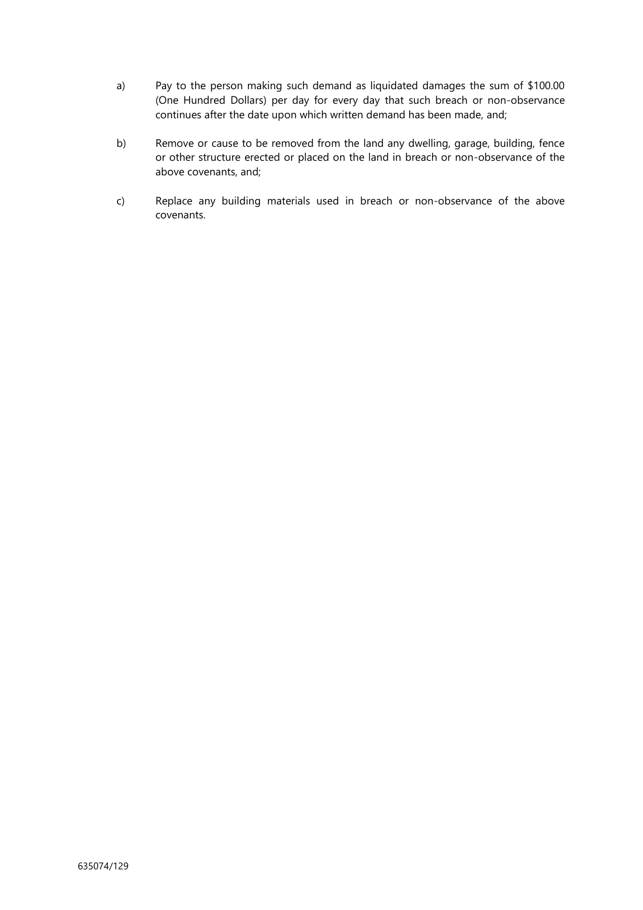a) Pay to the person making such demand as liquidated damages the sum of $100.00 (One Hundred Dollars) per day for every day that such breach or non-observance continues after the date upon which written demand has been made, and;

b) Remove or cause to be removed from the land any dwelling, garage, building, fence or other structure erected or placed on the land in breach or non-observance of the above covenants, and;

c) Replace any building materials used in breach or non-observance of the above covenants.

635074/129